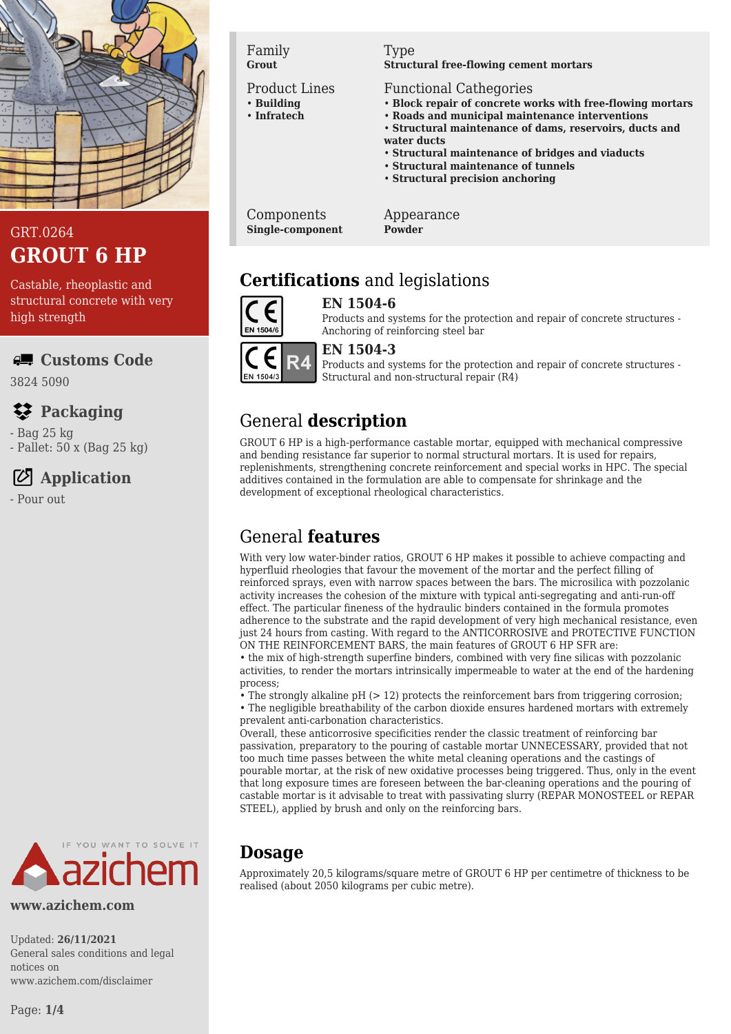GRT.0264

# GROUT 6 HP

Castable, rheoplastic and structural concrete with very high strength

## Customs Code

3824 5090

## Packaging

- Bag 25 kg
- Pallet: 50 x (Bag 25 kg)

## Application

- Pour out

www.azichem.com

Updated: **26/11/2021**
General sales conditions and legal notices on www.azichem.com/disclaimer

| | |
|---|---|
| Family<br>**Grout** | Type<br>**Structural free-flowing cement mortars** |
| Product Lines<br>• **Building**<br>• **Infratech** | Functional Cathegories<br>• **Block repair of concrete works with free-flowing mortars**<br>• **Roads and municipal maintenance interventions**<br>• **Structural maintenance of dams, reservoirs, ducts and water ducts**<br>• **Structural maintenance of bridges and viaducts**<br>• **Structural maintenance of tunnels**<br>• **Structural precision anchoring** |
| Components<br>**Single-component** | Appearance<br>**Powder** |

## **Certifications** and legislations

CE EN 1504/6

**EN 1504-6**
Products and systems for the protection and repair of concrete structures - Anchoring of reinforcing steel bar

CE EN 1504/3 R4

**EN 1504-3**
Products and systems for the protection and repair of concrete structures - Structural and non-structural repair (R4)

## General **description**

GROUT 6 HP is a high-performance castable mortar, equipped with mechanical compressive and bending resistance far superior to normal structural mortars. It is used for repairs, replenishments, strengthening concrete reinforcement and special works in HPC. The special additives contained in the formulation are able to compensate for shrinkage and the development of exceptional rheological characteristics.

## General **features**

With very low water-binder ratios, GROUT 6 HP makes it possible to achieve compacting and hyperfluid rheologies that favour the movement of the mortar and the perfect filling of reinforced sprays, even with narrow spaces between the bars. The microsilica with pozzolanic activity increases the cohesion of the mixture with typical anti-segregating and anti-run-off effect. The particular fineness of the hydraulic binders contained in the formula promotes adherence to the substrate and the rapid development of very high mechanical resistance, even just 24 hours from casting. With regard to the ANTICORROSIVE and PROTECTIVE FUNCTION ON THE REINFORCEMENT BARS, the main features of GROUT 6 HP SFR are:

• the mix of high-strength superfine binders, combined with very fine silicas with pozzolanic activities, to render the mortars intrinsically impermeable to water at the end of the hardening process;

• The strongly alkaline pH (> 12) protects the reinforcement bars from triggering corrosion;

• The negligible breathability of the carbon dioxide ensures hardened mortars with extremely prevalent anti-carbonation characteristics.

Overall, these anticorrosive specificities render the classic treatment of reinforcing bar passivation, preparatory to the pouring of castable mortar UNNECESSARY, provided that not too much time passes between the white metal cleaning operations and the castings of pourable mortar, at the risk of new oxidative processes being triggered. Thus, only in the event that long exposure times are foreseen between the bar-cleaning operations and the pouring of castable mortar is it advisable to treat with passivating slurry (REPAR MONOSTEEL or REPAR STEEL), applied by brush and only on the reinforcing bars.

## **Dosage**

Approximately 20,5 kilograms/square metre of GROUT 6 HP per centimetre of thickness to be realised (about 2050 kilograms per cubic metre).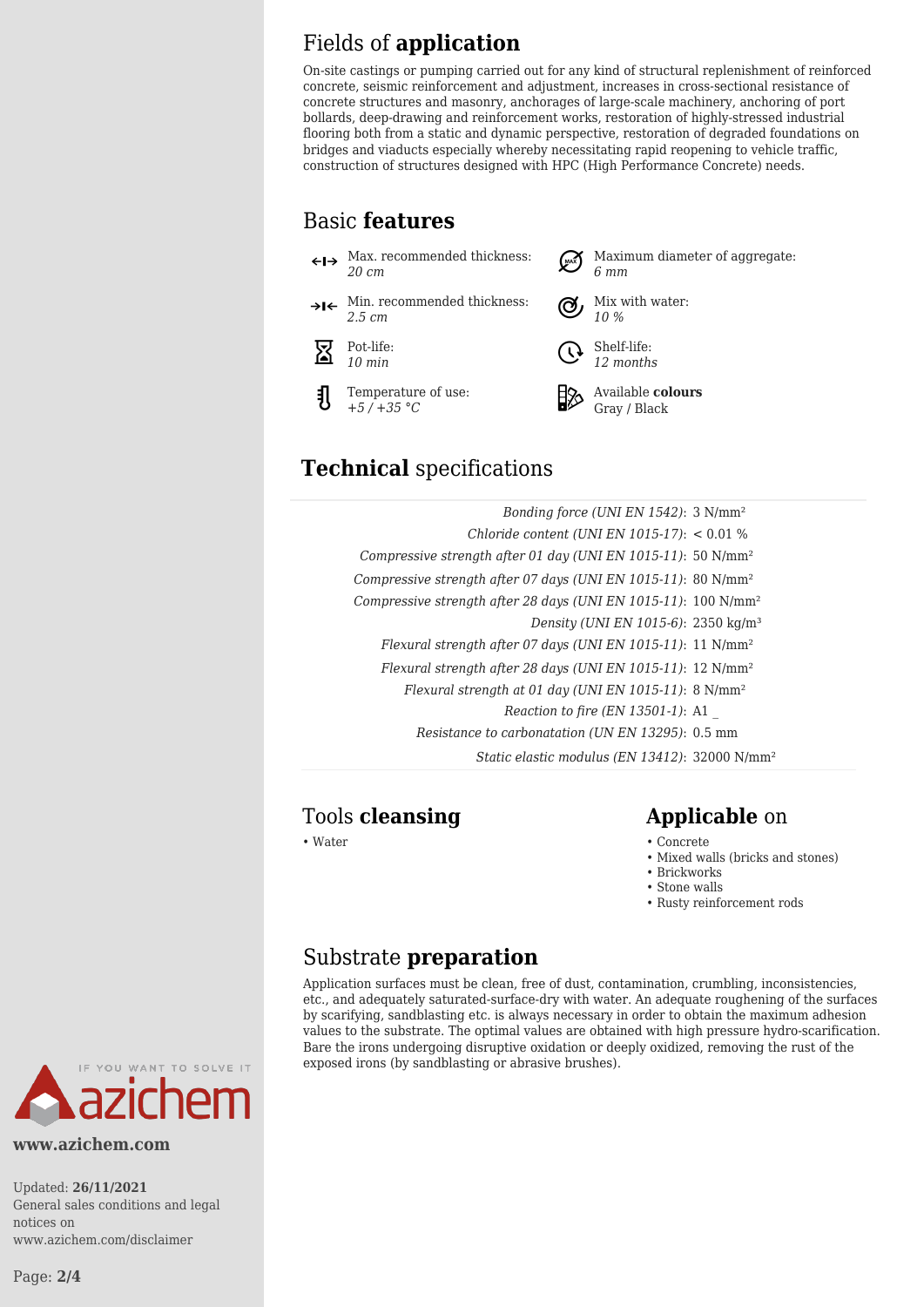## Fields of **application**

On-site castings or pumping carried out for any kind of structural replenishment of reinforced concrete, seismic reinforcement and adjustment, increases in cross-sectional resistance of concrete structures and masonry, anchorages of large-scale machinery, anchoring of port bollards, deep-drawing and reinforcement works, restoration of highly-stressed industrial flooring both from a static and dynamic perspective, restoration of degraded foundations on bridges and viaducts especially whereby necessitating rapid reopening to vehicle traffic, construction of structures designed with HPC (High Performance Concrete) needs.

## Basic **features**

- Max. recommended thickness: *20 cm*
- Min. recommended thickness: *2.5 cm*
- Pot-life: *10 min*
- Temperature of use: *+5 / +35 °C*
- Maximum diameter of aggregate: *6 mm*
- Mix with water: *10 %*
- Shelf-life: *12 months*
- Available **colours**: Gray / Black

## **Technical** specifications

| | |
|---|---|
| *Bonding force (UNI EN 1542)*: | 3 N/mm² |
| *Chloride content (UNI EN 1015-17)*: | < 0.01 % |
| *Compressive strength after 01 day (UNI EN 1015-11)*: | 50 N/mm² |
| *Compressive strength after 07 days (UNI EN 1015-11)*: | 80 N/mm² |
| *Compressive strength after 28 days (UNI EN 1015-11)*: | 100 N/mm² |
| *Density (UNI EN 1015-6)*: | 2350 kg/m³ |
| *Flexural strength after 07 days (UNI EN 1015-11)*: | 11 N/mm² |
| *Flexural strength after 28 days (UNI EN 1015-11)*: | 12 N/mm² |
| *Flexural strength at 01 day (UNI EN 1015-11)*: | 8 N/mm² |
| *Reaction to fire (EN 13501-1)*: | A1 _ |
| *Resistance to carbonatation (UN EN 13295)*: | 0.5 mm |
| *Static elastic modulus (EN 13412)*: | 32000 N/mm² |

## Tools **cleansing**

- Water

## **Applicable** on

- Concrete
- Mixed walls (bricks and stones)
- Brickworks
- Stone walls
- Rusty reinforcement rods

## Substrate **preparation**

Application surfaces must be clean, free of dust, contamination, crumbling, inconsistencies, etc., and adequately saturated-surface-dry with water. An adequate roughening of the surfaces by scarifying, sandblasting etc. is always necessary in order to obtain the maximum adhesion values to the substrate. The optimal values are obtained with high pressure hydro-scarification. Bare the irons undergoing disruptive oxidation or deeply oxidized, removing the rust of the exposed irons (by sandblasting or abrasive brushes).

IF YOU WANT TO SOLVE IT azichem

**www.azichem.com**

Updated: **26/11/2021**
General sales conditions and legal notices on www.azichem.com/disclaimer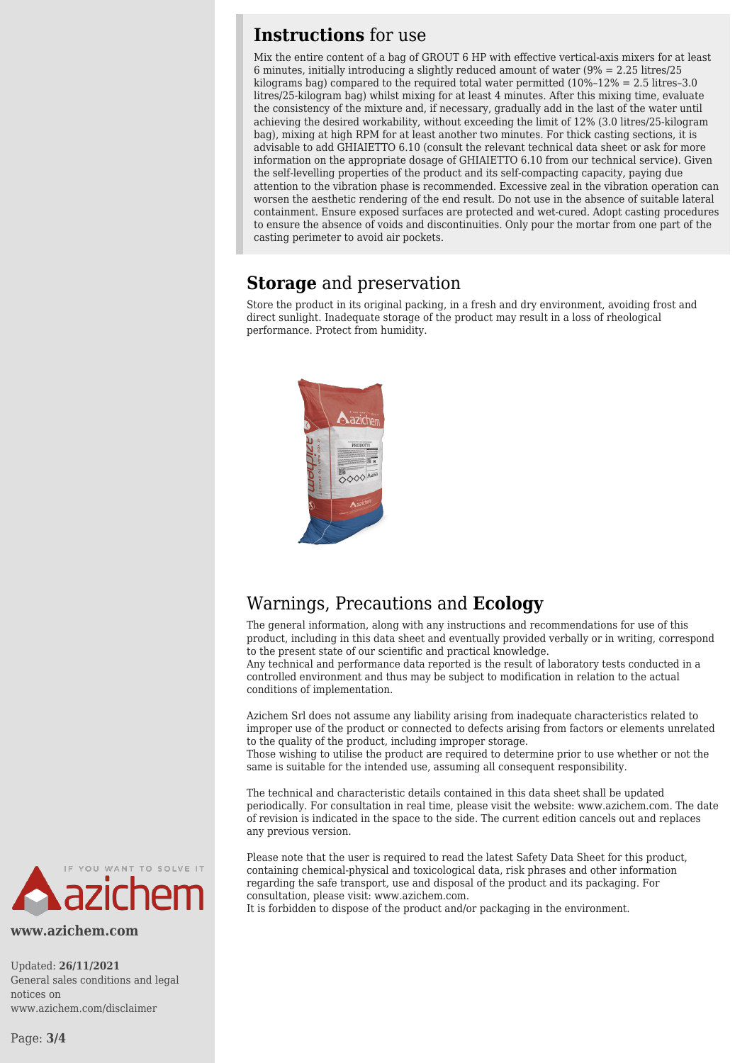## **Instructions** for use

Mix the entire content of a bag of GROUT 6 HP with effective vertical-axis mixers for at least 6 minutes, initially introducing a slightly reduced amount of water (9% = 2.25 litres/25 kilograms bag) compared to the required total water permitted (10%–12% = 2.5 litres–3.0 litres/25-kilogram bag) whilst mixing for at least 4 minutes. After this mixing time, evaluate the consistency of the mixture and, if necessary, gradually add in the last of the water until achieving the desired workability, without exceeding the limit of 12% (3.0 litres/25-kilogram bag), mixing at high RPM for at least another two minutes. For thick casting sections, it is advisable to add GHIAIETTO 6.10 (consult the relevant technical data sheet or ask for more information on the appropriate dosage of GHIAIETTO 6.10 from our technical service). Given the self-levelling properties of the product and its self-compacting capacity, paying due attention to the vibration phase is recommended. Excessive zeal in the vibration operation can worsen the aesthetic rendering of the end result. Do not use in the absence of suitable lateral containment. Ensure exposed surfaces are protected and wet-cured. Adopt casting procedures to ensure the absence of voids and discontinuities. Only pour the mortar from one part of the casting perimeter to avoid air pockets.

## **Storage** and preservation

Store the product in its original packing, in a fresh and dry environment, avoiding frost and direct sunlight. Inadequate storage of the product may result in a loss of rheological performance. Protect from humidity.

## Warnings, Precautions and **Ecology**

The general information, along with any instructions and recommendations for use of this product, including in this data sheet and eventually provided verbally or in writing, correspond to the present state of our scientific and practical knowledge.
Any technical and performance data reported is the result of laboratory tests conducted in a controlled environment and thus may be subject to modification in relation to the actual conditions of implementation.

Azichem Srl does not assume any liability arising from inadequate characteristics related to improper use of the product or connected to defects arising from factors or elements unrelated to the quality of the product, including improper storage.
Those wishing to utilise the product are required to determine prior to use whether or not the same is suitable for the intended use, assuming all consequent responsibility.

The technical and characteristic details contained in this data sheet shall be updated periodically. For consultation in real time, please visit the website: www.azichem.com. The date of revision is indicated in the space to the side. The current edition cancels out and replaces any previous version.

Please note that the user is required to read the latest Safety Data Sheet for this product, containing chemical-physical and toxicological data, risk phrases and other information regarding the safe transport, use and disposal of the product and its packaging. For consultation, please visit: www.azichem.com.
It is forbidden to dispose of the product and/or packaging in the environment.

IF YOU WANT TO SOLVE IT azichem

**www.azichem.com**

Updated: **26/11/2021**
General sales conditions and legal notices on www.azichem.com/disclaimer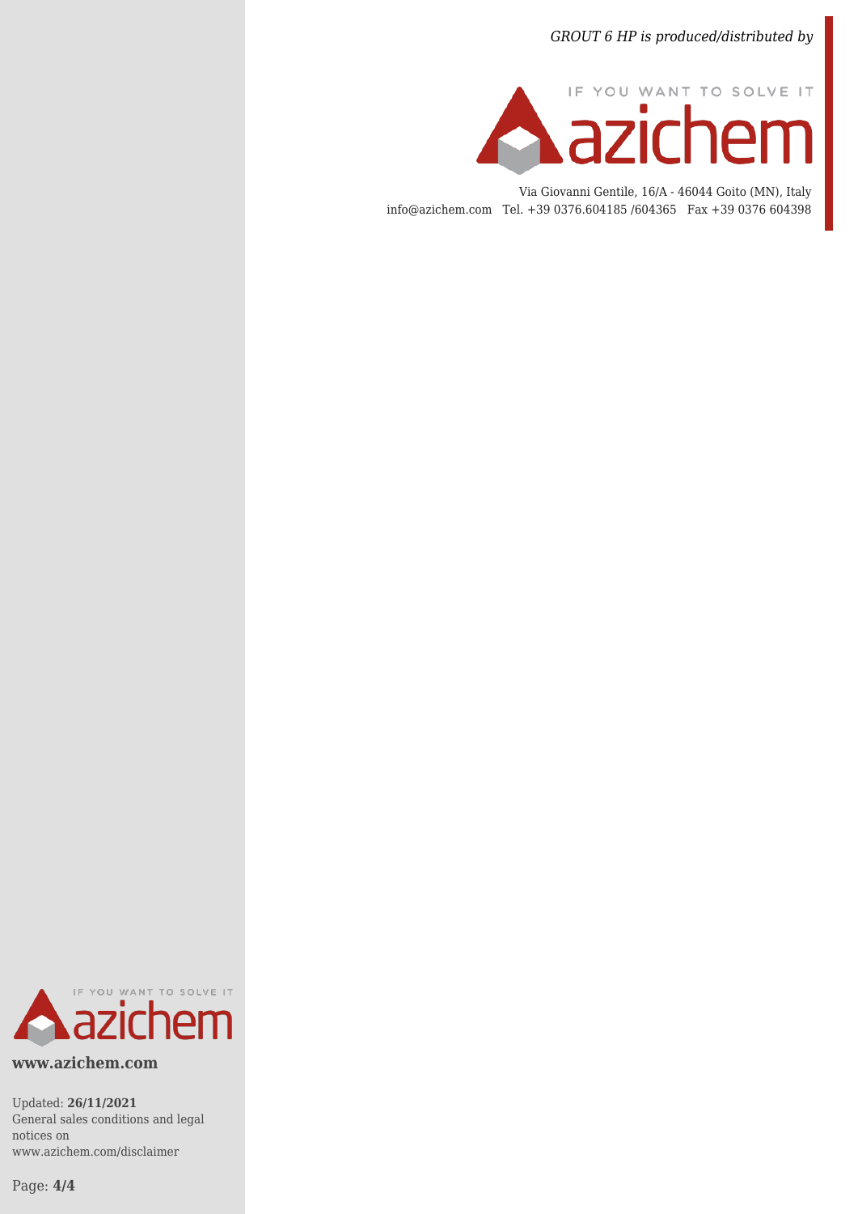*GROUT 6 HP is produced/distributed by*

IF YOU WANT TO SOLVE IT
azichem

Via Giovanni Gentile, 16/A - 46044 Goito (MN), Italy
info@azichem.com Tel. +39 0376.604185 /604365 Fax +39 0376 604398

IF YOU WANT TO SOLVE IT
azichem

**www.azichem.com**

Updated: **26/11/2021**
General sales conditions and legal notices on www.azichem.com/disclaimer